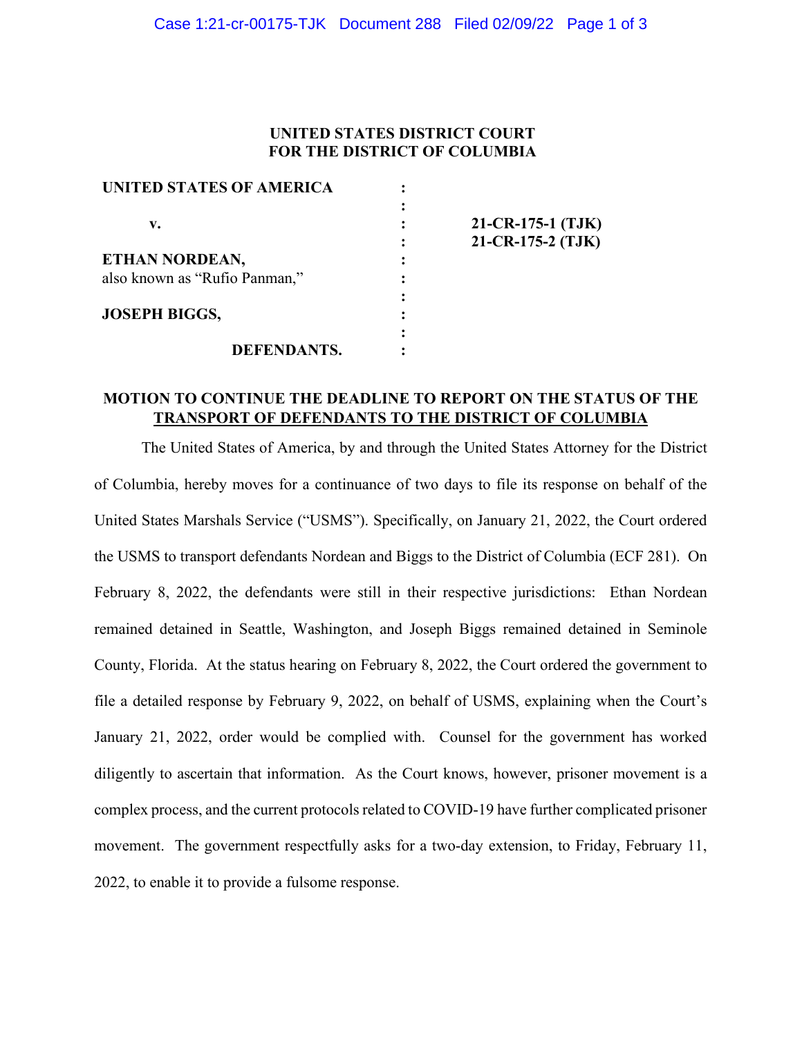**UNITED STATES DISTRICT COURT**
**FOR THE DISTRICT OF COLUMBIA**

| | | |
|---|---|---|
| **UNITED STATES OF AMERICA** | : | |
| | : | |
| **v.** | : | **21-CR-175-1 (TJK)** |
| | : | **21-CR-175-2 (TJK)** |
| **ETHAN NORDEAN,** | : | |
| also known as "Rufio Panman," | : | |
| | : | |
| **JOSEPH BIGGS,** | : | |
| | : | |
| **DEFENDANTS.** | : | |

**MOTION TO CONTINUE THE DEADLINE TO REPORT ON THE STATUS OF THE TRANSPORT OF DEFENDANTS TO THE DISTRICT OF COLUMBIA**

The United States of America, by and through the United States Attorney for the District of Columbia, hereby moves for a continuance of two days to file its response on behalf of the United States Marshals Service ("USMS"). Specifically, on January 21, 2022, the Court ordered the USMS to transport defendants Nordean and Biggs to the District of Columbia (ECF 281). On February 8, 2022, the defendants were still in their respective jurisdictions: Ethan Nordean remained detained in Seattle, Washington, and Joseph Biggs remained detained in Seminole County, Florida. At the status hearing on February 8, 2022, the Court ordered the government to file a detailed response by February 9, 2022, on behalf of USMS, explaining when the Court's January 21, 2022, order would be complied with. Counsel for the government has worked diligently to ascertain that information. As the Court knows, however, prisoner movement is a complex process, and the current protocols related to COVID-19 have further complicated prisoner movement. The government respectfully asks for a two-day extension, to Friday, February 11, 2022, to enable it to provide a fulsome response.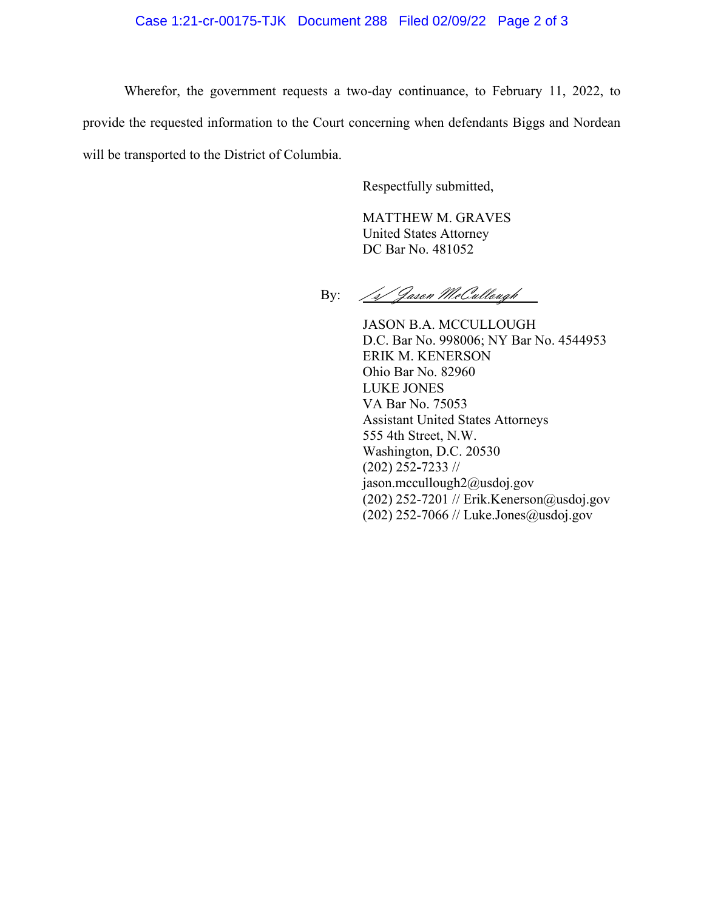Wherefor, the government requests a two-day continuance, to February 11, 2022, to provide the requested information to the Court concerning when defendants Biggs and Nordean will be transported to the District of Columbia.

Respectfully submitted,

MATTHEW M. GRAVES
United States Attorney
DC Bar No. 481052

By: /s/ Jason McCullough

JASON B.A. MCCULLOUGH
D.C. Bar No. 998006; NY Bar No. 4544953
ERIK M. KENERSON
Ohio Bar No. 82960
LUKE JONES
VA Bar No. 75053
Assistant United States Attorneys
555 4th Street, N.W.
Washington, D.C. 20530
(202) 252-7233 //
jason.mccullough2@usdoj.gov
(202) 252-7201 // Erik.Kenerson@usdoj.gov
(202) 252-7066 // Luke.Jones@usdoj.gov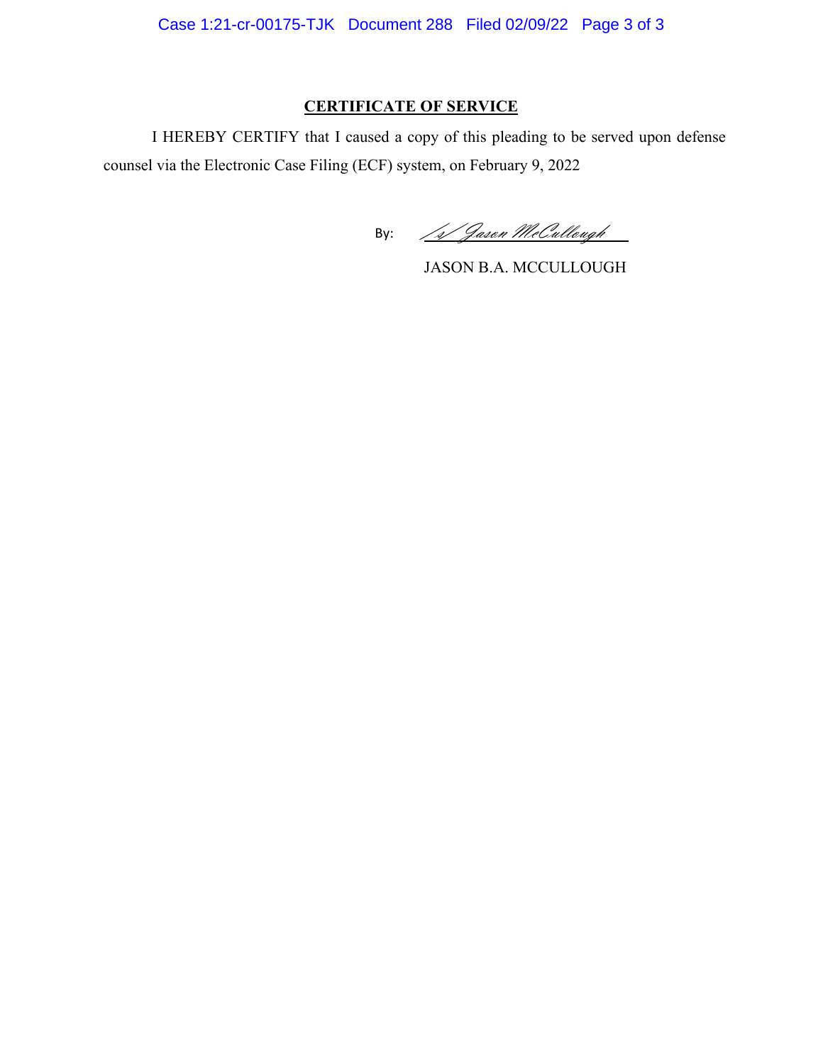**CERTIFICATE OF SERVICE**

I HEREBY CERTIFY that I caused a copy of this pleading to be served upon defense counsel via the Electronic Case Filing (ECF) system, on February 9, 2022

By: /s/ Jason McCullough

JASON B.A. MCCULLOUGH